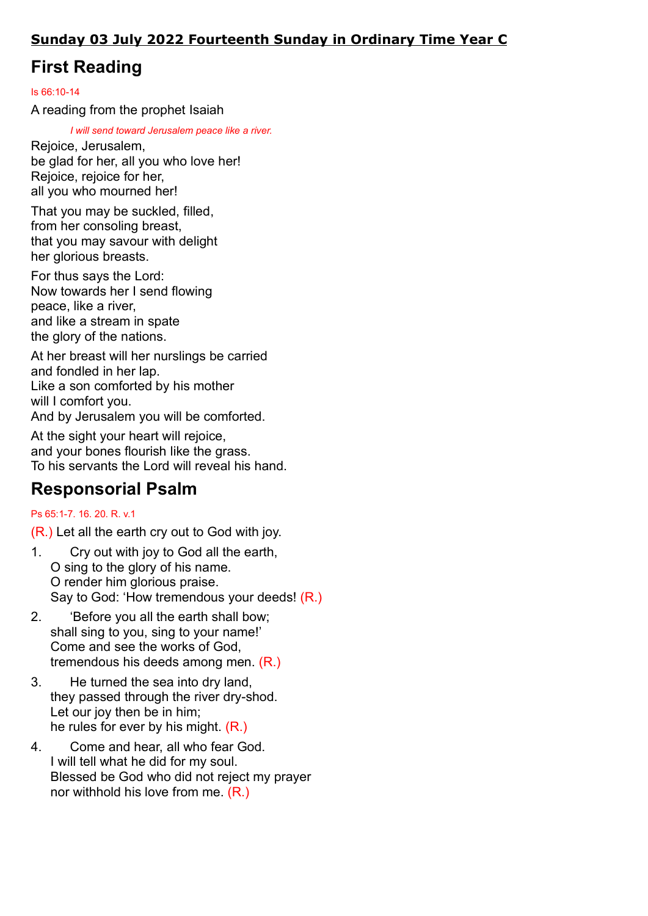**Sunday 03 July 2022 Fourteenth Sunday in Ordinary Time Year C**

## First Reading

Is 66:10-14

A reading from the prophet Isaiah

*I will send toward Jerusalem peace like a river.*

Rejoice, Jerusalem,
be glad for her, all you who love her!
Rejoice, rejoice for her,
all you who mourned her!

That you may be suckled, filled,
from her consoling breast,
that you may savour with delight
her glorious breasts.

For thus says the Lord:
Now towards her I send flowing
peace, like a river,
and like a stream in spate
the glory of the nations.

At her breast will her nurslings be carried
and fondled in her lap.
Like a son comforted by his mother
will I comfort you.
And by Jerusalem you will be comforted.

At the sight your heart will rejoice,
and your bones flourish like the grass.
To his servants the Lord will reveal his hand.

## Responsorial Psalm

Ps 65:1-7. 16. 20. R. v.1

(R.) Let all the earth cry out to God with joy.

1. Cry out with joy to God all the earth,
O sing to the glory of his name.
O render him glorious praise.
Say to God: 'How tremendous your deeds! (R.)

2. 'Before you all the earth shall bow;
shall sing to you, sing to your name!'
Come and see the works of God,
tremendous his deeds among men. (R.)

3. He turned the sea into dry land,
they passed through the river dry-shod.
Let our joy then be in him;
he rules for ever by his might. (R.)

4. Come and hear, all who fear God.
I will tell what he did for my soul.
Blessed be God who did not reject my prayer
nor withhold his love from me. (R.)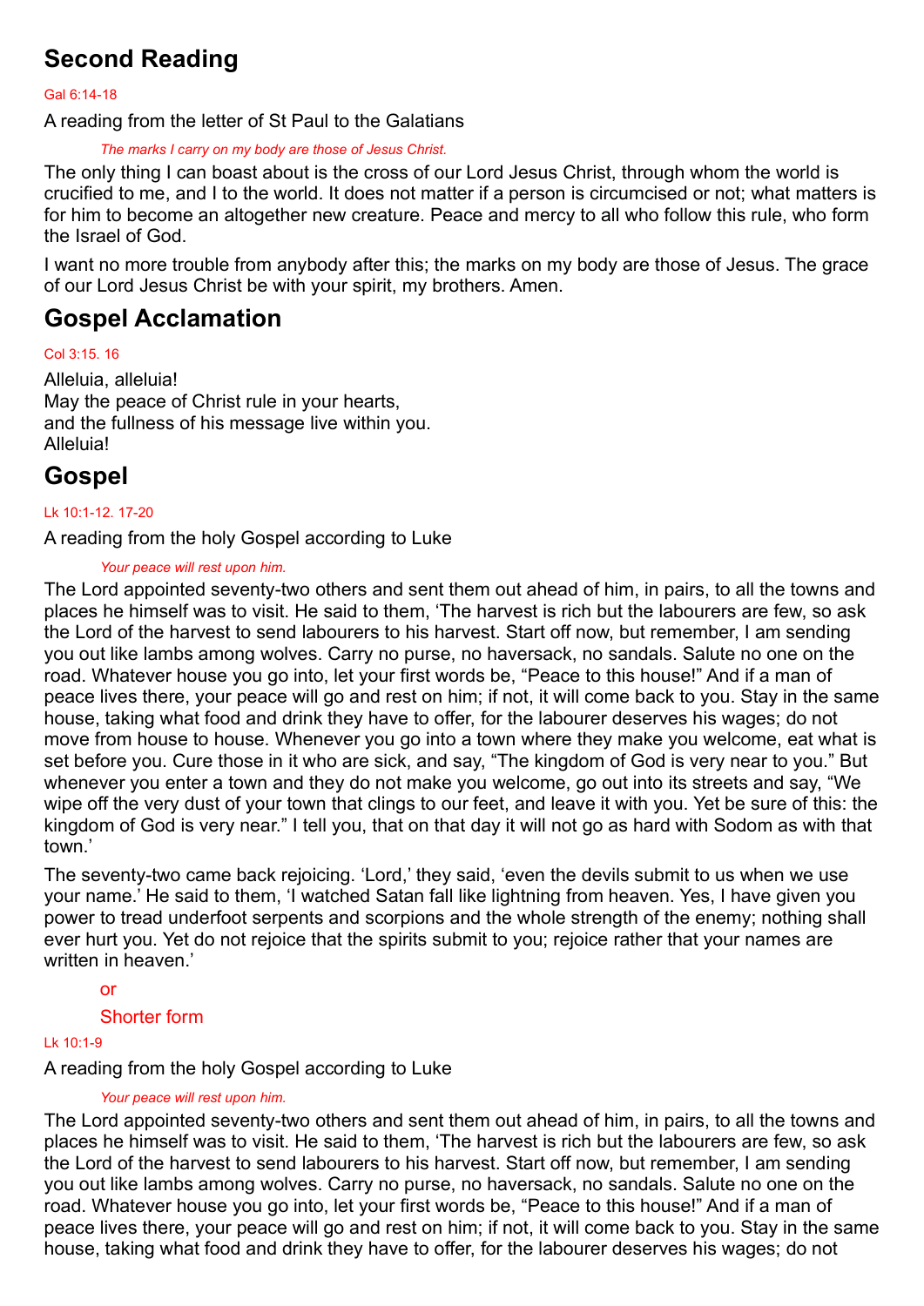## Second Reading

Gal 6:14-18

A reading from the letter of St Paul to the Galatians

*The marks I carry on my body are those of Jesus Christ.*

The only thing I can boast about is the cross of our Lord Jesus Christ, through whom the world is crucified to me, and I to the world. It does not matter if a person is circumcised or not; what matters is for him to become an altogether new creature. Peace and mercy to all who follow this rule, who form the Israel of God.

I want no more trouble from anybody after this; the marks on my body are those of Jesus. The grace of our Lord Jesus Christ be with your spirit, my brothers. Amen.

## Gospel Acclamation

Col 3:15. 16

Alleluia, alleluia!
May the peace of Christ rule in your hearts,
and the fullness of his message live within you.
Alleluia!

## Gospel

Lk 10:1-12. 17-20

A reading from the holy Gospel according to Luke

*Your peace will rest upon him.*

The Lord appointed seventy-two others and sent them out ahead of him, in pairs, to all the towns and places he himself was to visit. He said to them, 'The harvest is rich but the labourers are few, so ask the Lord of the harvest to send labourers to his harvest. Start off now, but remember, I am sending you out like lambs among wolves. Carry no purse, no haversack, no sandals. Salute no one on the road. Whatever house you go into, let your first words be, "Peace to this house!" And if a man of peace lives there, your peace will go and rest on him; if not, it will come back to you. Stay in the same house, taking what food and drink they have to offer, for the labourer deserves his wages; do not move from house to house. Whenever you go into a town where they make you welcome, eat what is set before you. Cure those in it who are sick, and say, "The kingdom of God is very near to you." But whenever you enter a town and they do not make you welcome, go out into its streets and say, "We wipe off the very dust of your town that clings to our feet, and leave it with you. Yet be sure of this: the kingdom of God is very near." I tell you, that on that day it will not go as hard with Sodom as with that town.'

The seventy-two came back rejoicing. 'Lord,' they said, 'even the devils submit to us when we use your name.' He said to them, 'I watched Satan fall like lightning from heaven. Yes, I have given you power to tread underfoot serpents and scorpions and the whole strength of the enemy; nothing shall ever hurt you. Yet do not rejoice that the spirits submit to you; rejoice rather that your names are written in heaven.'

or

Shorter form

Lk 10:1-9

A reading from the holy Gospel according to Luke

*Your peace will rest upon him.*

The Lord appointed seventy-two others and sent them out ahead of him, in pairs, to all the towns and places he himself was to visit. He said to them, 'The harvest is rich but the labourers are few, so ask the Lord of the harvest to send labourers to his harvest. Start off now, but remember, I am sending you out like lambs among wolves. Carry no purse, no haversack, no sandals. Salute no one on the road. Whatever house you go into, let your first words be, "Peace to this house!" And if a man of peace lives there, your peace will go and rest on him; if not, it will come back to you. Stay in the same house, taking what food and drink they have to offer, for the labourer deserves his wages; do not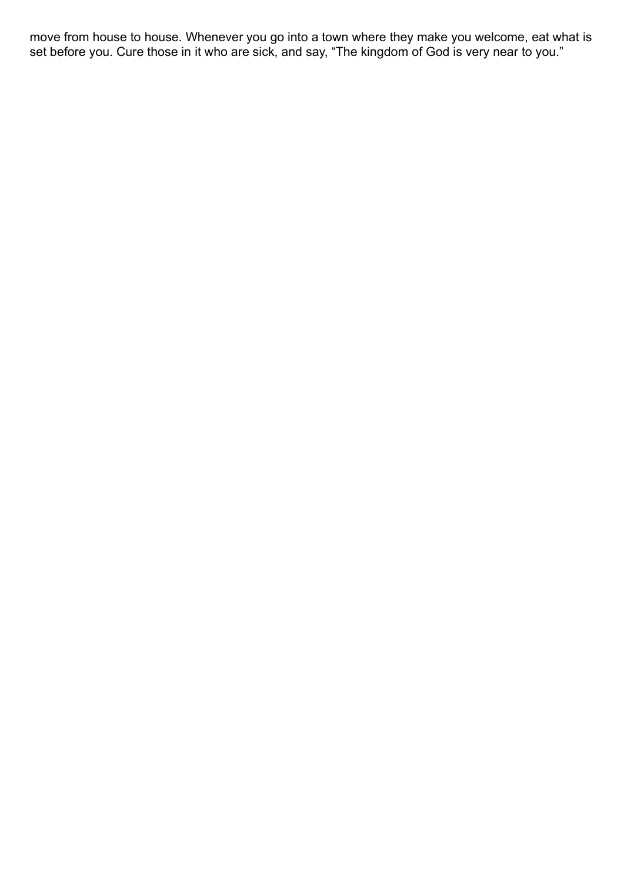move from house to house. Whenever you go into a town where they make you welcome, eat what is set before you. Cure those in it who are sick, and say, “The kingdom of God is very near to you.”